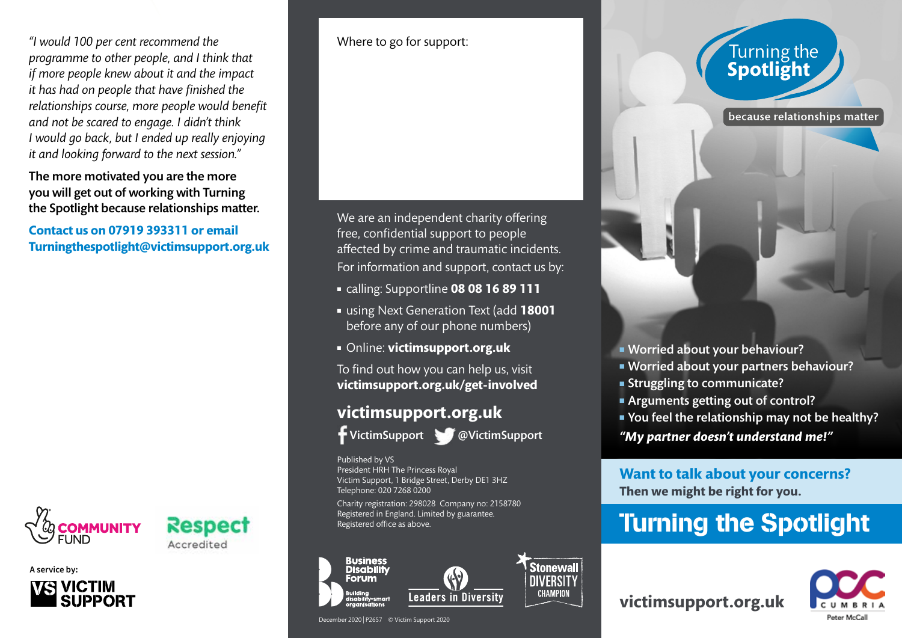*"I would 100 per cent recommend the programme to other people, and I think that if more people knew about it and the impact it has had on people that have finished the relationships course, more people would benefit and not be scared to engage. I didn't think I would go back, but I ended up really enjoying it and looking forward to the next session."*

**The more motivated you are the more you will get out of working with Turning the Spotlight because relationships matter.**

**Contact us on 07919 393311 or email Turningthespotlight@victimsupport.org.uk**

COMMUNITY FUND

Respect Accredited

A service by:

VICTIM SUPPORT

Where to go for support:

We are an independent charity offering free, confidential support to people affected by crime and traumatic incidents.

For information and support, contact us by:

- calling: Supportline **08 08 16 89 111**
- using Next Generation Text (add **18001** before any of our phone numbers)
- Online: **victimsupport.org.uk**

To find out how you can help us, visit **victimsupport.org.uk/get-involved**

## victimsupport.org.uk

**VictimSupport** **@VictimSupport**

Published by VS
President HRH The Princess Royal
Victim Support, 1 Bridge Street, Derby DE1 3HZ
Telephone: 020 7268 0200

Charity registration: 298028 Company no: 2158780
Registered in England. Limited by guarantee.
Registered office as above.

Business Disability Forum – Building disability-smart organisations

Leaders in Diversity

Stonewall Diversity Champion

December 2020 | P2657 © Victim Support 2020

# Turning the Spotlight

because relationships matter

- **Worried about your behaviour?**
- **Worried about your partners behaviour?**
- **Struggling to communicate?**
- **Arguments getting out of control?**
- **You feel the relationship may not be healthy?**

***"My partner doesn't understand me!"***

**Want to talk about your concerns?**
**Then we might be right for you.**

# Turning the Spotlight

**victimsupport.org.uk**

PCC Cumbria – Peter McCall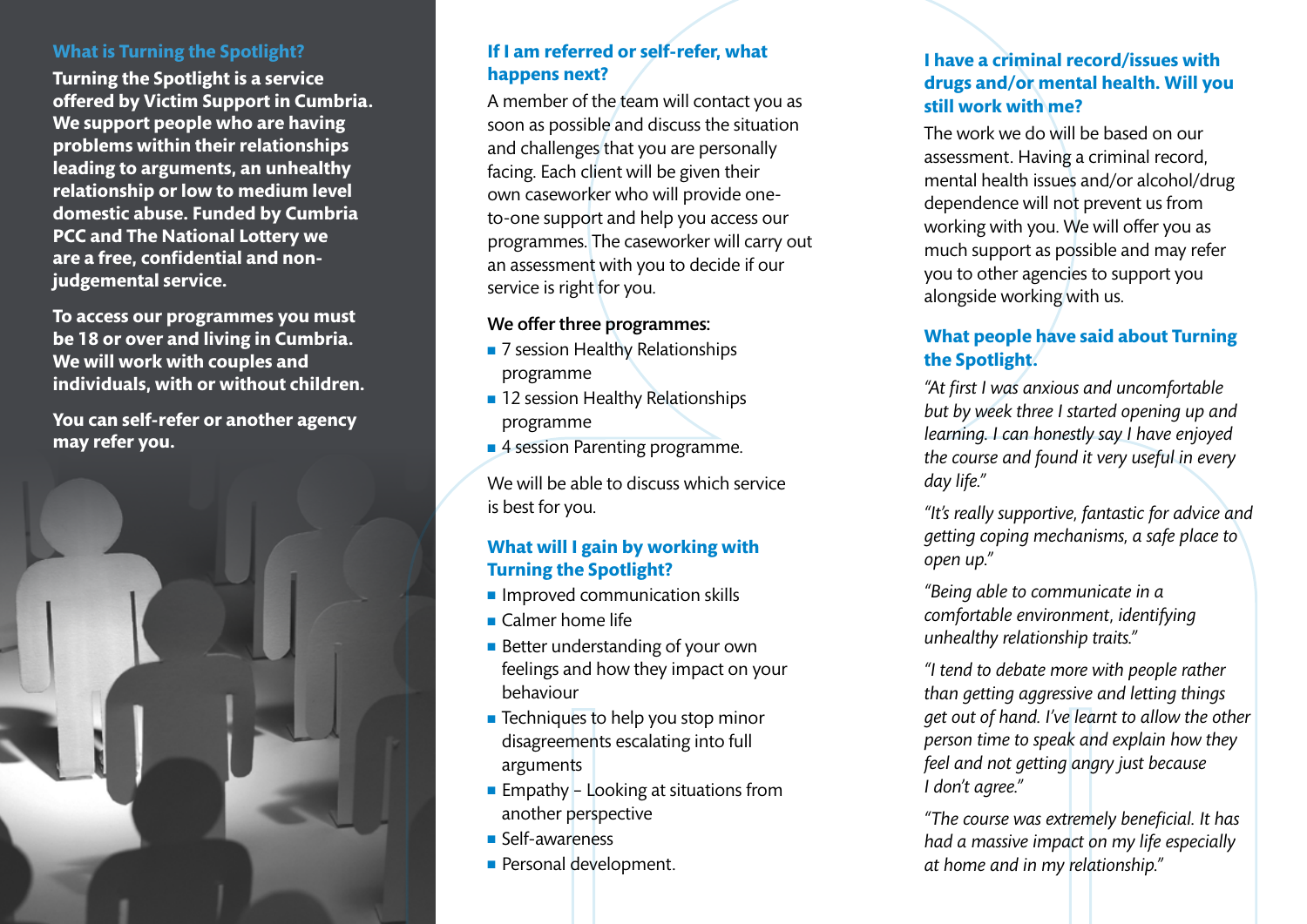## What is Turning the Spotlight?

**Turning the Spotlight is a service offered by Victim Support in Cumbria. We support people who are having problems within their relationships leading to arguments, an unhealthy relationship or low to medium level domestic abuse. Funded by Cumbria PCC and The National Lottery we are a free, confidential and non-judgemental service.**

**To access our programmes you must be 18 or over and living in Cumbria. We will work with couples and individuals, with or without children.**

**You can self-refer or another agency may refer you.**

## If I am referred or self-refer, what happens next?

A member of the team will contact you as soon as possible and discuss the situation and challenges that you are personally facing. Each client will be given their own caseworker who will provide one-to-one support and help you access our programmes. The caseworker will carry out an assessment with you to decide if our service is right for you.

**We offer three programmes:**

- 7 session Healthy Relationships programme
- 12 session Healthy Relationships programme
- 4 session Parenting programme.

We will be able to discuss which service is best for you.

## What will I gain by working with Turning the Spotlight?

- Improved communication skills
- Calmer home life
- Better understanding of your own feelings and how they impact on your behaviour
- Techniques to help you stop minor disagreements escalating into full arguments
- Empathy – Looking at situations from another perspective
- Self-awareness
- Personal development.

## I have a criminal record/issues with drugs and/or mental health. Will you still work with me?

The work we do will be based on our assessment. Having a criminal record, mental health issues and/or alcohol/drug dependence will not prevent us from working with you. We will offer you as much support as possible and may refer you to other agencies to support you alongside working with us.

## What people have said about Turning the Spotlight.

*"At first I was anxious and uncomfortable but by week three I started opening up and learning. I can honestly say I have enjoyed the course and found it very useful in every day life."*

*"It's really supportive, fantastic for advice and getting coping mechanisms, a safe place to open up."*

*"Being able to communicate in a comfortable environment, identifying unhealthy relationship traits."*

*"I tend to debate more with people rather than getting aggressive and letting things get out of hand. I've learnt to allow the other person time to speak and explain how they feel and not getting angry just because I don't agree."*

*"The course was extremely beneficial. It has had a massive impact on my life especially at home and in my relationship."*